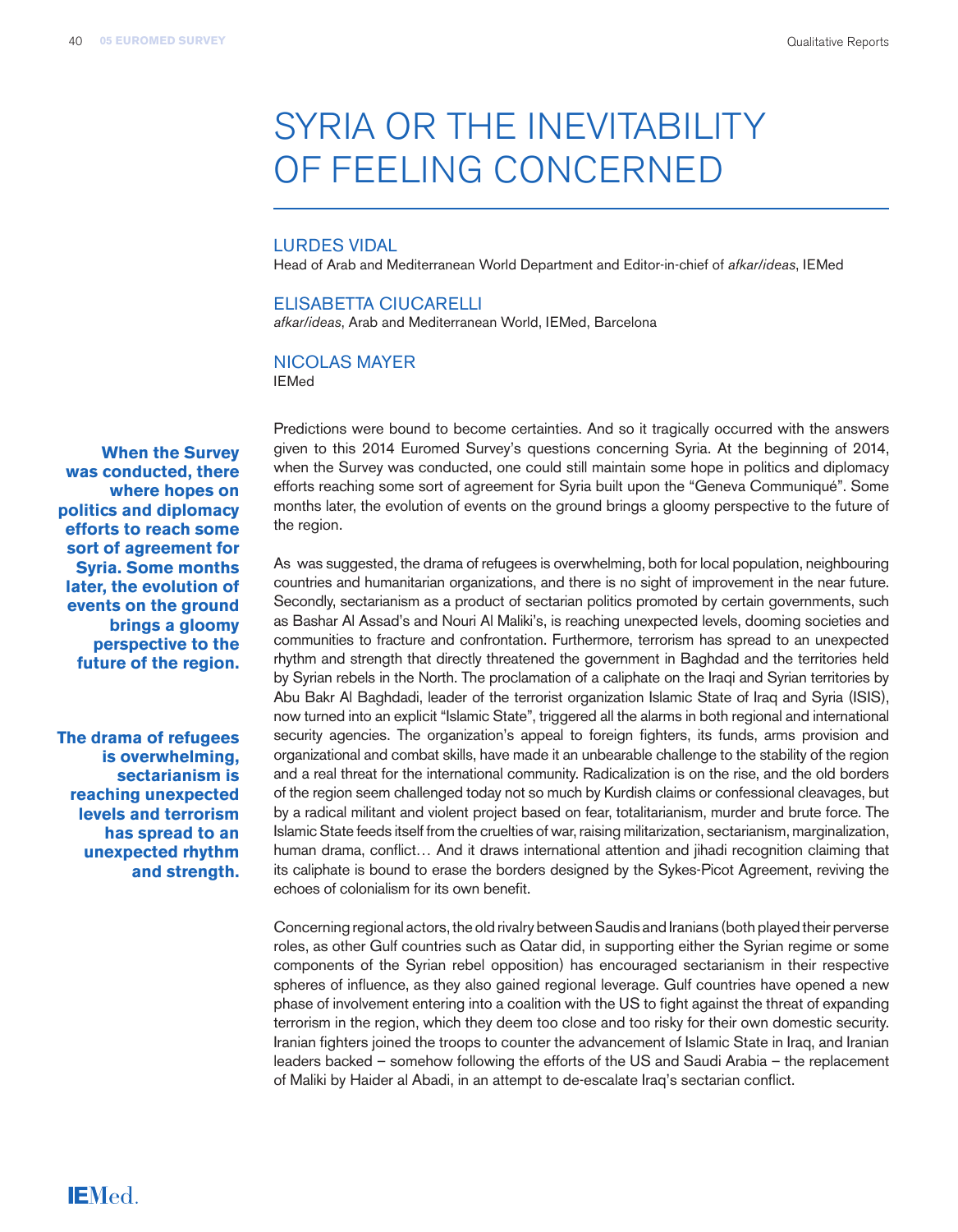# SYRIA OR THE INEVITABILITY OF FEELING CONCERNED

### LURDES VIDAL

Head of Arab and Mediterranean World Department and Editor-in-chief of *afkar/ideas*, IEMed

### ELISABETTA CIUCARELLI

*afkar/ideas*, Arab and Mediterranean World, IEMed, Barcelona

### NICOLAS MAYER

IEMed

**When the Survey was conducted, there where hopes on politics and diplomacy efforts to reach some sort of agreement for Syria. Some months later, the evolution of events on the ground brings a gloomy perspective to the future of the region.**

Predictions were bound to become certainties. And so it tragically occurred with the answers given to this 2014 Euromed Survey's questions concerning Syria. At the beginning of 2014, when the Survey was conducted, one could still maintain some hope in politics and diplomacy efforts reaching some sort of agreement for Syria built upon the "Geneva Communiqué". Some months later, the evolution of events on the ground brings a gloomy perspective to the future of the region.

**The drama of refugees is overwhelming, sectarianism is reaching unexpected levels and terrorism has spread to an unexpected rhythm and strength.**

As was suggested, the drama of refugees is overwhelming, both for local population, neighbouring countries and humanitarian organizations, and there is no sight of improvement in the near future. Secondly, sectarianism as a product of sectarian politics promoted by certain governments, such as Bashar Al Assad's and Nouri Al Maliki's, is reaching unexpected levels, dooming societies and communities to fracture and confrontation. Furthermore, terrorism has spread to an unexpected rhythm and strength that directly threatened the government in Baghdad and the territories held by Syrian rebels in the North. The proclamation of a caliphate on the Iraqi and Syrian territories by Abu Bakr Al Baghdadi, leader of the terrorist organization Islamic State of Iraq and Syria (ISIS), now turned into an explicit "Islamic State", triggered all the alarms in both regional and international security agencies. The organization's appeal to foreign fighters, its funds, arms provision and organizational and combat skills, have made it an unbearable challenge to the stability of the region and a real threat for the international community. Radicalization is on the rise, and the old borders of the region seem challenged today not so much by Kurdish claims or confessional cleavages, but by a radical militant and violent project based on fear, totalitarianism, murder and brute force. The Islamic State feeds itself from the cruelties of war, raising militarization, sectarianism, marginalization, human drama, conflict… And it draws international attention and jihadi recognition claiming that its caliphate is bound to erase the borders designed by the Sykes-Picot Agreement, reviving the echoes of colonialism for its own benefit.

Concerning regional actors, the old rivalry between Saudis and Iranians (both played their perverse roles, as other Gulf countries such as Qatar did, in supporting either the Syrian regime or some components of the Syrian rebel opposition) has encouraged sectarianism in their respective spheres of influence, as they also gained regional leverage. Gulf countries have opened a new phase of involvement entering into a coalition with the US to fight against the threat of expanding terrorism in the region, which they deem too close and too risky for their own domestic security. Iranian fighters joined the troops to counter the advancement of Islamic State in Iraq, and Iranian leaders backed – somehow following the efforts of the US and Saudi Arabia – the replacement of Maliki by Haider al Abadi, in an attempt to de-escalate Iraq's sectarian conflict.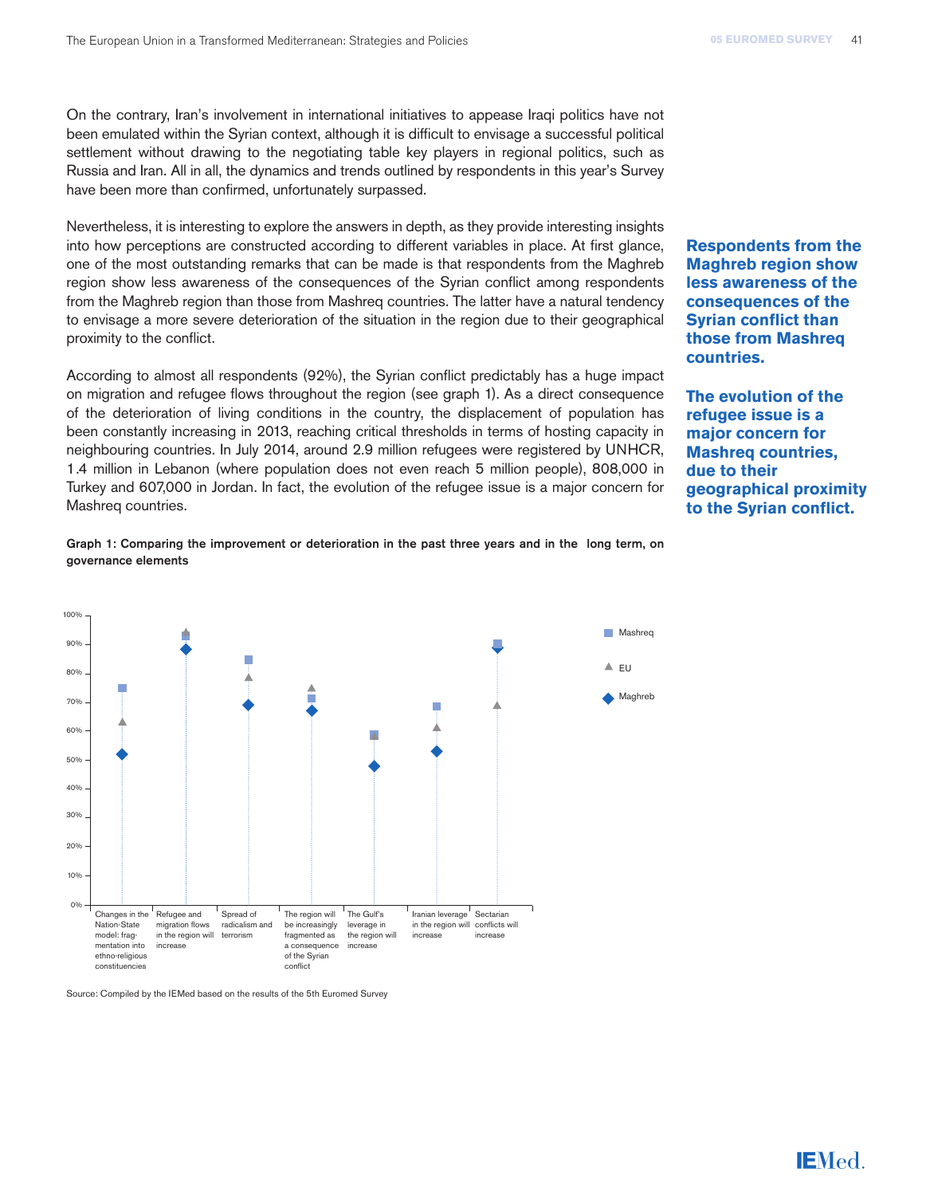On the contrary, Iran's involvement in international initiatives to appease Iraqi politics have not been emulated within the Syrian context, although it is difficult to envisage a successful political settlement without drawing to the negotiating table key players in regional politics, such as Russia and Iran. All in all, the dynamics and trends outlined by respondents in this year's Survey have been more than confirmed, unfortunately surpassed.

Nevertheless, it is interesting to explore the answers in depth, as they provide interesting insights into how perceptions are constructed according to different variables in place. At first glance, one of the most outstanding remarks that can be made is that respondents from the Maghreb region show less awareness of the consequences of the Syrian conflict among respondents from the Maghreb region than those from Mashreq countries. The latter have a natural tendency to envisage a more severe deterioration of the situation in the region due to their geographical proximity to the conflict.

**Respondents from the Maghreb region show less awareness of the consequences of the Syrian conflict than those from Mashreq countries.**

According to almost all respondents (92%), the Syrian conflict predictably has a huge impact on migration and refugee flows throughout the region (see graph 1). As a direct consequence of the deterioration of living conditions in the country, the displacement of population has been constantly increasing in 2013, reaching critical thresholds in terms of hosting capacity in neighbouring countries. In July 2014, around 2.9 million refugees were registered by UNHCR, 1.4 million in Lebanon (where population does not even reach 5 million people), 808,000 in Turkey and 607,000 in Jordan. In fact, the evolution of the refugee issue is a major concern for Mashreq countries.

**The evolution of the refugee issue is a major concern for Mashreq countries, due to their geographical proximity to the Syrian conflict.**

**Graph 1: Comparing the improvement or deterioration in the past three years and in the long term, on governance elements**

| | Mashreq | EU | Maghreb |
|---|---|---|---|
| Changes in the Nation-State model: fragmentation into ethno-religious constituencies | ~75% | ~63% | ~52% |
| Refugee and migration flows in the region will increase | ~93% | ~94% | ~88% |
| Spread of radicalism and terrorism | ~85% | ~79% | ~69% |
| The region will be increasingly fragmented as a consequence of the Syrian conflict | ~71% | ~75% | ~67% |
| The Gulf's leverage in the region will increase | ~58% | ~58% | ~48% |
| Iranian leverage in the region will increase | ~68% | ~61% | ~53% |
| Sectarian conflicts will increase | ~90% | ~69% | ~89% |

Source: Compiled by the IEMed based on the results of the 5th Euromed Survey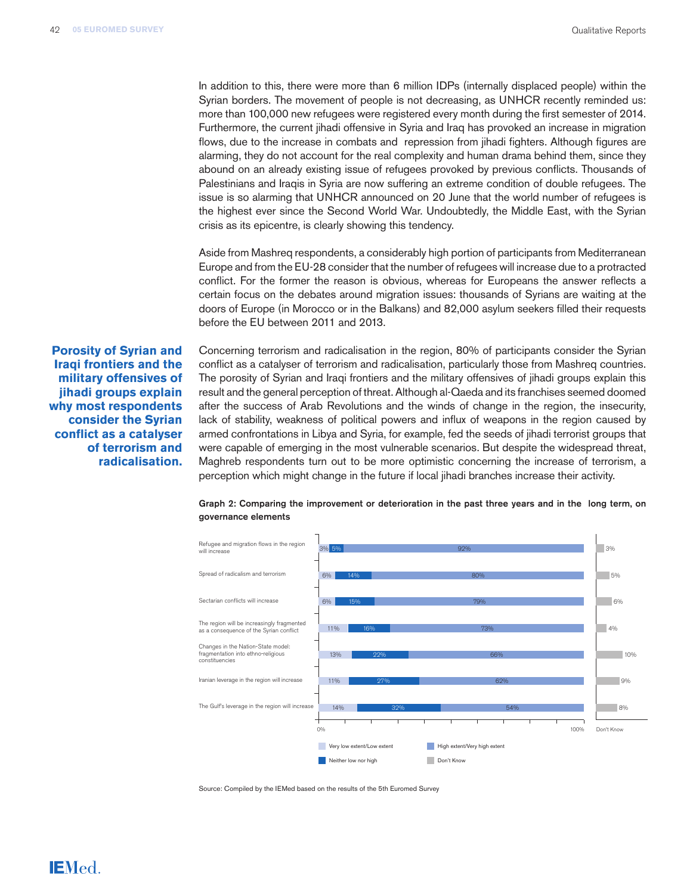In addition to this, there were more than 6 million IDPs (internally displaced people) within the Syrian borders. The movement of people is not decreasing, as UNHCR recently reminded us: more than 100,000 new refugees were registered every month during the first semester of 2014. Furthermore, the current jihadi offensive in Syria and Iraq has provoked an increase in migration flows, due to the increase in combats and repression from jihadi fighters. Although figures are alarming, they do not account for the real complexity and human drama behind them, since they abound on an already existing issue of refugees provoked by previous conflicts. Thousands of Palestinians and Iraqis in Syria are now suffering an extreme condition of double refugees. The issue is so alarming that UNHCR announced on 20 June that the world number of refugees is the highest ever since the Second World War. Undoubtedly, the Middle East, with the Syrian crisis as its epicentre, is clearly showing this tendency.

Aside from Mashreq respondents, a considerably high portion of participants from Mediterranean Europe and from the EU-28 consider that the number of refugees will increase due to a protracted conflict. For the former the reason is obvious, whereas for Europeans the answer reflects a certain focus on the debates around migration issues: thousands of Syrians are waiting at the doors of Europe (in Morocco or in the Balkans) and 82,000 asylum seekers filled their requests before the EU between 2011 and 2013.

**Porosity of Syrian and Iraqi frontiers and the military offensives of jihadi groups explain why most respondents consider the Syrian conflict as a catalyser of terrorism and radicalisation.**

Concerning terrorism and radicalisation in the region, 80% of participants consider the Syrian conflict as a catalyser of terrorism and radicalisation, particularly those from Mashreq countries. The porosity of Syrian and Iraqi frontiers and the military offensives of jihadi groups explain this result and the general perception of threat. Although al-Qaeda and its franchises seemed doomed after the success of Arab Revolutions and the winds of change in the region, the insecurity, lack of stability, weakness of political powers and influx of weapons in the region caused by armed confrontations in Libya and Syria, for example, fed the seeds of jihadi terrorist groups that were capable of emerging in the most vulnerable scenarios. But despite the widespread threat, Maghreb respondents turn out to be more optimistic concerning the increase of terrorism, a perception which might change in the future if local jihadi branches increase their activity.

**Graph 2: Comparing the improvement or deterioration in the past three years and in the long term, on governance elements**

| | Very low extent/Low extent | Neither low nor high | High extent/Very high extent | Don't Know |
|---|---|---|---|---|
| Refugee and migration flows in the region will increase | 3% | 5% | 92% | 3% |
| Spread of radicalism and terrorism | 6% | 14% | 80% | 5% |
| Sectarian conflicts will increase | 6% | 15% | 79% | 6% |
| The region will be increasingly fragmented as a consequence of the Syrian conflict | 11% | 16% | 73% | 4% |
| Changes in the Nation-State model: fragmentation into ethno-religious constituencies | 13% | 22% | 66% | 10% |
| Iranian leverage in the region will increase | 11% | 27% | 62% | 9% |
| The Gulf's leverage in the region will increase | 14% | 32% | 54% | 8% |

Source: Compiled by the IEMed based on the results of the 5th Euromed Survey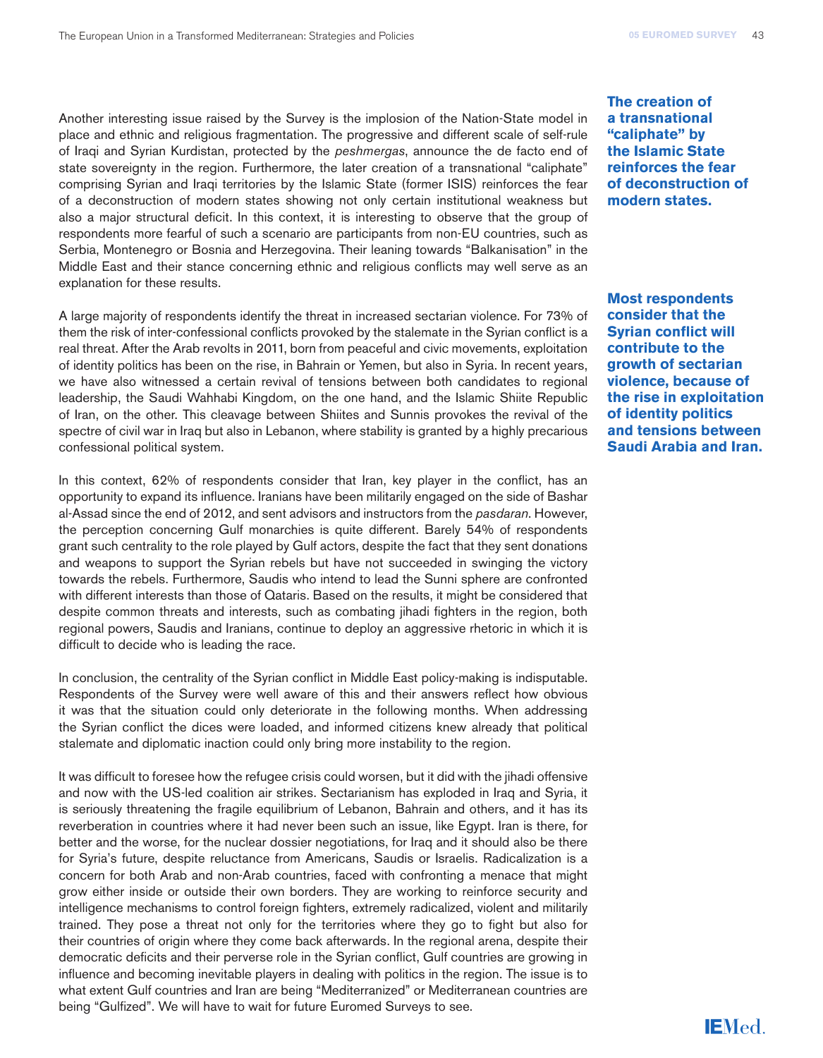Another interesting issue raised by the Survey is the implosion of the Nation-State model in place and ethnic and religious fragmentation. The progressive and different scale of self-rule of Iraqi and Syrian Kurdistan, protected by the *peshmergas*, announce the de facto end of state sovereignty in the region. Furthermore, the later creation of a transnational "caliphate" comprising Syrian and Iraqi territories by the Islamic State (former ISIS) reinforces the fear of a deconstruction of modern states showing not only certain institutional weakness but also a major structural deficit. In this context, it is interesting to observe that the group of respondents more fearful of such a scenario are participants from non-EU countries, such as Serbia, Montenegro or Bosnia and Herzegovina. Their leaning towards "Balkanisation" in the Middle East and their stance concerning ethnic and religious conflicts may well serve as an explanation for these results.

**The creation of a transnational "caliphate" by the Islamic State reinforces the fear of deconstruction of modern states.**

A large majority of respondents identify the threat in increased sectarian violence. For 73% of them the risk of inter-confessional conflicts provoked by the stalemate in the Syrian conflict is a real threat. After the Arab revolts in 2011, born from peaceful and civic movements, exploitation of identity politics has been on the rise, in Bahrain or Yemen, but also in Syria. In recent years, we have also witnessed a certain revival of tensions between both candidates to regional leadership, the Saudi Wahhabi Kingdom, on the one hand, and the Islamic Shiite Republic of Iran, on the other. This cleavage between Shiites and Sunnis provokes the revival of the spectre of civil war in Iraq but also in Lebanon, where stability is granted by a highly precarious confessional political system.

**Most respondents consider that the Syrian conflict will contribute to the growth of sectarian violence, because of the rise in exploitation of identity politics and tensions between Saudi Arabia and Iran.**

In this context, 62% of respondents consider that Iran, key player in the conflict, has an opportunity to expand its influence. Iranians have been militarily engaged on the side of Bashar al-Assad since the end of 2012, and sent advisors and instructors from the *pasdaran*. However, the perception concerning Gulf monarchies is quite different. Barely 54% of respondents grant such centrality to the role played by Gulf actors, despite the fact that they sent donations and weapons to support the Syrian rebels but have not succeeded in swinging the victory towards the rebels. Furthermore, Saudis who intend to lead the Sunni sphere are confronted with different interests than those of Qataris. Based on the results, it might be considered that despite common threats and interests, such as combating jihadi fighters in the region, both regional powers, Saudis and Iranians, continue to deploy an aggressive rhetoric in which it is difficult to decide who is leading the race.

In conclusion, the centrality of the Syrian conflict in Middle East policy-making is indisputable. Respondents of the Survey were well aware of this and their answers reflect how obvious it was that the situation could only deteriorate in the following months. When addressing the Syrian conflict the dices were loaded, and informed citizens knew already that political stalemate and diplomatic inaction could only bring more instability to the region.

It was difficult to foresee how the refugee crisis could worsen, but it did with the jihadi offensive and now with the US-led coalition air strikes. Sectarianism has exploded in Iraq and Syria, it is seriously threatening the fragile equilibrium of Lebanon, Bahrain and others, and it has its reverberation in countries where it had never been such an issue, like Egypt. Iran is there, for better and the worse, for the nuclear dossier negotiations, for Iraq and it should also be there for Syria's future, despite reluctance from Americans, Saudis or Israelis. Radicalization is a concern for both Arab and non-Arab countries, faced with confronting a menace that might grow either inside or outside their own borders. They are working to reinforce security and intelligence mechanisms to control foreign fighters, extremely radicalized, violent and militarily trained. They pose a threat not only for the territories where they go to fight but also for their countries of origin where they come back afterwards. In the regional arena, despite their democratic deficits and their perverse role in the Syrian conflict, Gulf countries are growing in influence and becoming inevitable players in dealing with politics in the region. The issue is to what extent Gulf countries and Iran are being "Mediterranized" or Mediterranean countries are being "Gulfized". We will have to wait for future Euromed Surveys to see.